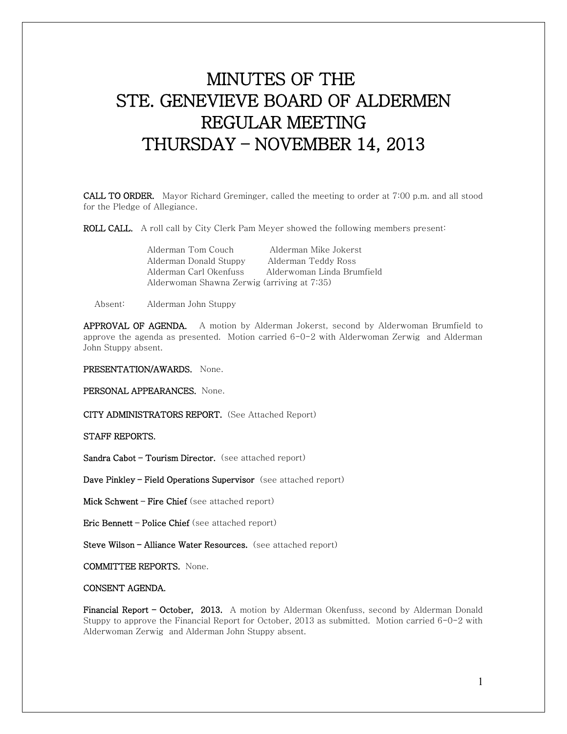# MINUTES OF THE STE. GENEVIEVE BOARD OF ALDERMEN REGULAR MEETING THURSDAY – NOVEMBER 14, 2013

**CALL TO ORDER.** Mayor Richard Greminger, called the meeting to order at 7:00 p.m. and all stood for the Pledge of Allegiance.

**ROLL CALL.** A roll call by City Clerk Pam Meyer showed the following members present:

Alderman Tom Couch    Alderman Mike Jokerst
Alderman Donald Stuppy    Alderman Teddy Ross
Alderman Carl Okenfuss    Alderwoman Linda Brumfield
Alderwoman Shawna Zerwig (arriving at 7:35)

Absent: Alderman John Stuppy

**APPROVAL OF AGENDA.** A motion by Alderman Jokerst, second by Alderwoman Brumfield to approve the agenda as presented. Motion carried 6-0-2 with Alderwoman Zerwig and Alderman John Stuppy absent.

**PRESENTATION/AWARDS.** None.

**PERSONAL APPEARANCES.** None.

**CITY ADMINISTRATORS REPORT.** (See Attached Report)

**STAFF REPORTS.**

**Sandra Cabot – Tourism Director.** (see attached report)

**Dave Pinkley – Field Operations Supervisor** (see attached report)

**Mick Schwent – Fire Chief** (see attached report)

**Eric Bennett – Police Chief** (see attached report)

**Steve Wilson – Alliance Water Resources.** (see attached report)

**COMMITTEE REPORTS.** None.

**CONSENT AGENDA.**

**Financial Report – October, 2013.** A motion by Alderman Okenfuss, second by Alderman Donald Stuppy to approve the Financial Report for October, 2013 as submitted. Motion carried 6-0-2 with Alderwoman Zerwig and Alderman John Stuppy absent.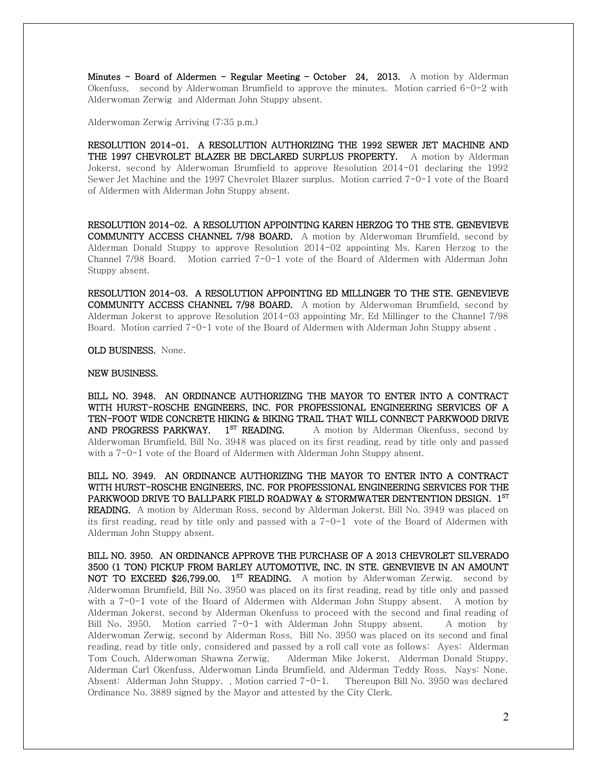**Minutes - Board of Aldermen - Regular Meeting - October 24, 2013.** A motion by Alderman Okenfuss, second by Alderwoman Brumfield to approve the minutes. Motion carried 6-0-2 with Alderwoman Zerwig and Alderman John Stuppy absent.

Alderwoman Zerwig Arriving (7:35 p.m.)

**RESOLUTION 2014-01. A RESOLUTION AUTHORIZING THE 1992 SEWER JET MACHINE AND THE 1997 CHEVROLET BLAZER BE DECLARED SURPLUS PROPERTY.** A motion by Alderman Jokerst, second by Alderwoman Brumfield to approve Resolution 2014-01 declaring the 1992 Sewer Jet Machine and the 1997 Chevrolet Blazer surplus. Motion carried 7-0-1 vote of the Board of Aldermen with Alderman John Stuppy absent.

**RESOLUTION 2014-02. A RESOLUTION APPOINTING KAREN HERZOG TO THE STE. GENEVIEVE COMMUNITY ACCESS CHANNEL 7/98 BOARD.** A motion by Alderwoman Brumfield, second by Alderman Donald Stuppy to approve Resolution 2014-02 appointing Ms. Karen Herzog to the Channel 7/98 Board. Motion carried 7-0-1 vote of the Board of Aldermen with Alderman John Stuppy absent.

**RESOLUTION 2014-03. A RESOLUTION APPOINTING ED MILLINGER TO THE STE. GENEVIEVE COMMUNITY ACCESS CHANNEL 7/98 BOARD.** A motion by Alderwoman Brumfield, second by Alderman Jokerst to approve Resolution 2014-03 appointing Mr. Ed Millinger to the Channel 7/98 Board. Motion carried 7-0-1 vote of the Board of Aldermen with Alderman John Stuppy absent .

**OLD BUSINESS.** None.

**NEW BUSINESS.**

**BILL NO. 3948. AN ORDINANCE AUTHORIZING THE MAYOR TO ENTER INTO A CONTRACT WITH HURST-ROSCHE ENGINEERS, INC. FOR PROFESSIONAL ENGINEERING SERVICES OF A TEN-FOOT WIDE CONCRETE HIKING & BIKING TRAIL THAT WILL CONNECT PARKWOOD DRIVE AND PROGRESS PARKWAY. 1ST READING.** A motion by Alderman Okenfuss, second by Alderwoman Brumfield, Bill No. 3948 was placed on its first reading, read by title only and passed with a 7-0-1 vote of the Board of Aldermen with Alderman John Stuppy absent.

**BILL NO. 3949. AN ORDINANCE AUTHORIZING THE MAYOR TO ENTER INTO A CONTRACT WITH HURST-ROSCHE ENGINEERS, INC. FOR PROFESSIONAL ENGINEERING SERVICES FOR THE PARKWOOD DRIVE TO BALLPARK FIELD ROADWAY & STORMWATER DENTENTION DESIGN. 1ST READING.** A motion by Alderman Ross, second by Alderman Jokerst, Bill No. 3949 was placed on its first reading, read by title only and passed with a 7-0-1 vote of the Board of Aldermen with Alderman John Stuppy absent.

**BILL NO. 3950. AN ORDINANCE APPROVE THE PURCHASE OF A 2013 CHEVROLET SILVERADO 3500 (1 TON) PICKUP FROM BARLEY AUTOMOTIVE, INC. IN STE. GENEVIEVE IN AN AMOUNT NOT TO EXCEED $26,799.00. 1ST READING.** A motion by Alderwoman Zerwig, second by Alderwoman Brumfield, Bill No. 3950 was placed on its first reading, read by title only and passed with a 7-0-1 vote of the Board of Aldermen with Alderman John Stuppy absent. A motion by Alderman Jokerst, second by Alderman Okenfuss to proceed with the second and final reading of Bill No. 3950. Motion carried 7-0-1 with Alderman John Stuppy absent. A motion by Alderwoman Zerwig, second by Alderman Ross, Bill No. 3950 was placed on its second and final reading, read by title only, considered and passed by a roll call vote as follows: Ayes: Alderman Tom Couch, Alderwoman Shawna Zerwig, Alderman Mike Jokerst, Alderman Donald Stuppy, Alderman Carl Okenfuss, Alderwoman Linda Brumfield, and Alderman Teddy Ross. Nays: None. Absent: Alderman John Stuppy. , Motion carried 7-0-1. Thereupon Bill No. 3950 was declared Ordinance No. 3889 signed by the Mayor and attested by the City Clerk.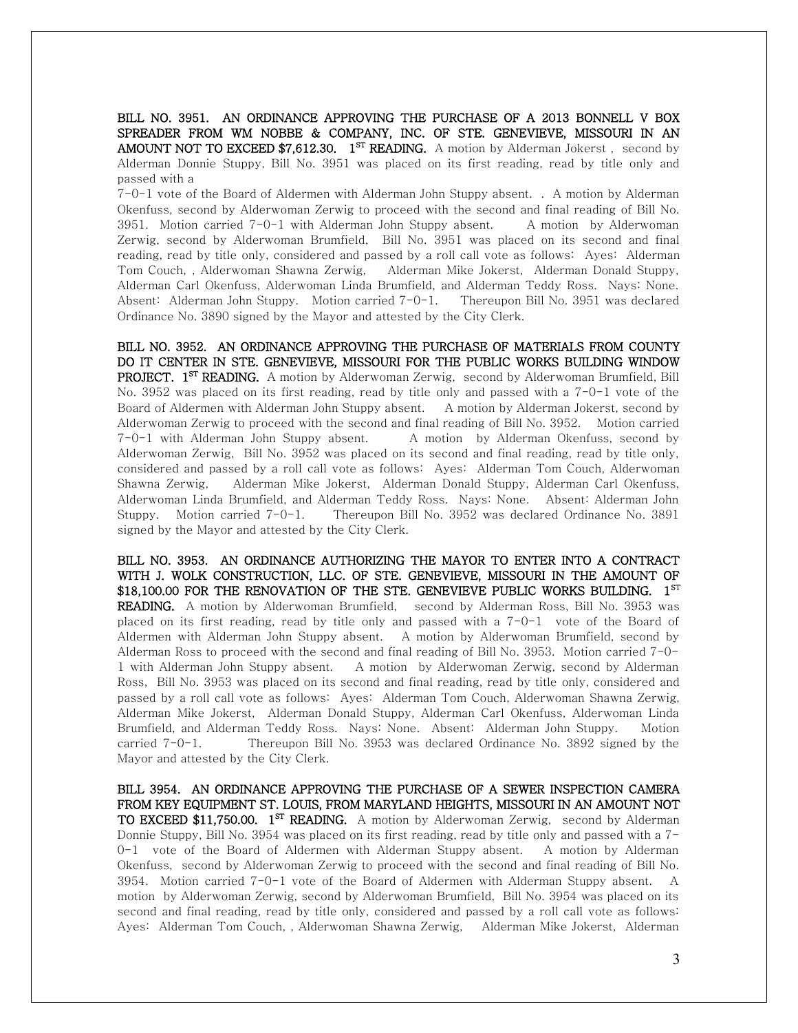**BILL NO. 3951. AN ORDINANCE APPROVING THE PURCHASE OF A 2013 BONNELL V BOX SPREADER FROM WM NOBBE & COMPANY, INC. OF STE. GENEVIEVE, MISSOURI IN AN AMOUNT NOT TO EXCEED $7,612.30. 1ST READING.** A motion by Alderman Jokerst , second by Alderman Donnie Stuppy, Bill No. 3951 was placed on its first reading, read by title only and passed with a 7-0-1 vote of the Board of Aldermen with Alderman John Stuppy absent. . A motion by Alderman Okenfuss, second by Alderwoman Zerwig to proceed with the second and final reading of Bill No. 3951. Motion carried 7-0-1 with Alderman John Stuppy absent. A motion by Alderwoman Zerwig, second by Alderwoman Brumfield, Bill No. 3951 was placed on its second and final reading, read by title only, considered and passed by a roll call vote as follows: Ayes: Alderman Tom Couch, , Alderwoman Shawna Zerwig, Alderman Mike Jokerst, Alderman Donald Stuppy, Alderman Carl Okenfuss, Alderwoman Linda Brumfield, and Alderman Teddy Ross. Nays: None. Absent: Alderman John Stuppy. Motion carried 7-0-1. Thereupon Bill No. 3951 was declared Ordinance No. 3890 signed by the Mayor and attested by the City Clerk.

**BILL NO. 3952. AN ORDINANCE APPROVING THE PURCHASE OF MATERIALS FROM COUNTY DO IT CENTER IN STE. GENEVIEVE, MISSOURI FOR THE PUBLIC WORKS BUILDING WINDOW PROJECT. 1ST READING.** A motion by Alderwoman Zerwig, second by Alderwoman Brumfield, Bill No. 3952 was placed on its first reading, read by title only and passed with a 7-0-1 vote of the Board of Aldermen with Alderman John Stuppy absent. A motion by Alderman Jokerst, second by Alderwoman Zerwig to proceed with the second and final reading of Bill No. 3952. Motion carried 7-0-1 with Alderman John Stuppy absent. A motion by Alderman Okenfuss, second by Alderwoman Zerwig, Bill No. 3952 was placed on its second and final reading, read by title only, considered and passed by a roll call vote as follows: Ayes: Alderman Tom Couch, Alderwoman Shawna Zerwig, Alderman Mike Jokerst, Alderman Donald Stuppy, Alderman Carl Okenfuss, Alderwoman Linda Brumfield, and Alderman Teddy Ross. Nays: None. Absent: Alderman John Stuppy. Motion carried 7-0-1. Thereupon Bill No. 3952 was declared Ordinance No. 3891 signed by the Mayor and attested by the City Clerk.

**BILL NO. 3953. AN ORDINANCE AUTHORIZING THE MAYOR TO ENTER INTO A CONTRACT WITH J. WOLK CONSTRUCTION, LLC. OF STE. GENEVIEVE, MISSOURI IN THE AMOUNT OF $18,100.00 FOR THE RENOVATION OF THE STE. GENEVIEVE PUBLIC WORKS BUILDING. 1ST READING.** A motion by Alderwoman Brumfield, second by Alderman Ross, Bill No. 3953 was placed on its first reading, read by title only and passed with a 7-0-1 vote of the Board of Aldermen with Alderman John Stuppy absent. A motion by Alderwoman Brumfield, second by Alderman Ross to proceed with the second and final reading of Bill No. 3953. Motion carried 7-0-1 with Alderman John Stuppy absent. A motion by Alderwoman Zerwig, second by Alderman Ross, Bill No. 3953 was placed on its second and final reading, read by title only, considered and passed by a roll call vote as follows: Ayes: Alderman Tom Couch, Alderwoman Shawna Zerwig, Alderman Mike Jokerst, Alderman Donald Stuppy, Alderman Carl Okenfuss, Alderwoman Linda Brumfield, and Alderman Teddy Ross. Nays: None. Absent: Alderman John Stuppy. Motion carried 7-0-1. Thereupon Bill No. 3953 was declared Ordinance No. 3892 signed by the Mayor and attested by the City Clerk.

**BILL 3954. AN ORDINANCE APPROVING THE PURCHASE OF A SEWER INSPECTION CAMERA FROM KEY EQUIPMENT ST. LOUIS, FROM MARYLAND HEIGHTS, MISSOURI IN AN AMOUNT NOT TO EXCEED $11,750.00. 1ST READING.** A motion by Alderwoman Zerwig, second by Alderman Donnie Stuppy, Bill No. 3954 was placed on its first reading, read by title only and passed with a 7-0-1 vote of the Board of Aldermen with Alderman Stuppy absent. A motion by Alderman Okenfuss, second by Alderwoman Zerwig to proceed with the second and final reading of Bill No. 3954. Motion carried 7-0-1 vote of the Board of Aldermen with Alderman Stuppy absent. A motion by Alderwoman Zerwig, second by Alderwoman Brumfield, Bill No. 3954 was placed on its second and final reading, read by title only, considered and passed by a roll call vote as follows: Ayes: Alderman Tom Couch, , Alderwoman Shawna Zerwig, Alderman Mike Jokerst, Alderman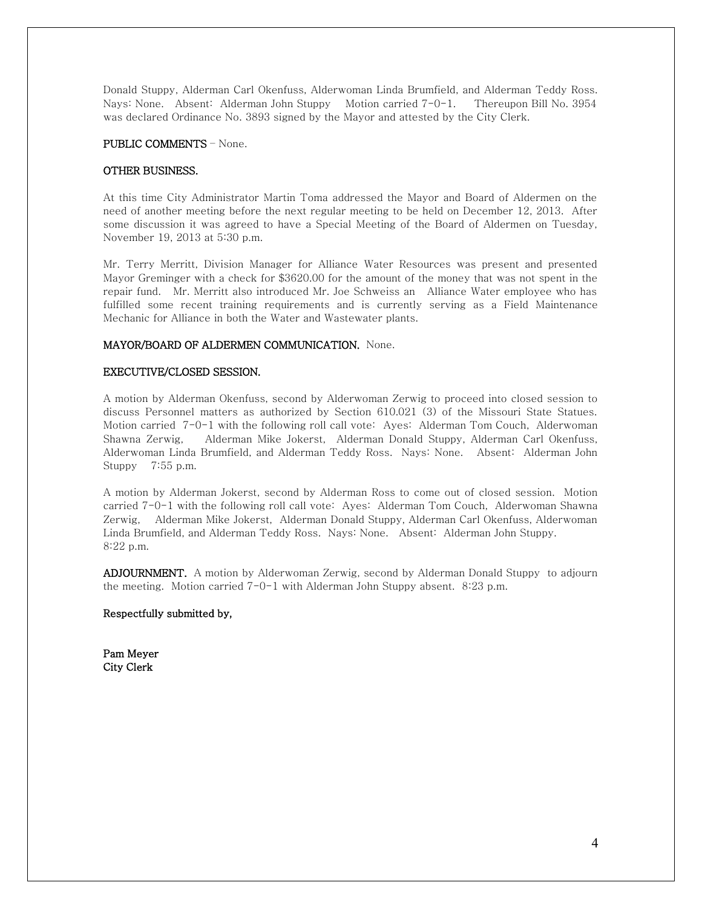Donald Stuppy, Alderman Carl Okenfuss, Alderwoman Linda Brumfield, and Alderman Teddy Ross. Nays: None. Absent: Alderman John Stuppy Motion carried 7-0-1. Thereupon Bill No. 3954 was declared Ordinance No. 3893 signed by the Mayor and attested by the City Clerk.

**PUBLIC COMMENTS** – None.

**OTHER BUSINESS.**

At this time City Administrator Martin Toma addressed the Mayor and Board of Aldermen on the need of another meeting before the next regular meeting to be held on December 12, 2013. After some discussion it was agreed to have a Special Meeting of the Board of Aldermen on Tuesday, November 19, 2013 at 5:30 p.m.

Mr. Terry Merritt, Division Manager for Alliance Water Resources was present and presented Mayor Greminger with a check for $3620.00 for the amount of the money that was not spent in the repair fund. Mr. Merritt also introduced Mr. Joe Schweiss an Alliance Water employee who has fulfilled some recent training requirements and is currently serving as a Field Maintenance Mechanic for Alliance in both the Water and Wastewater plants.

**MAYOR/BOARD OF ALDERMEN COMMUNICATION.** None.

**EXECUTIVE/CLOSED SESSION.**

A motion by Alderman Okenfuss, second by Alderwoman Zerwig to proceed into closed session to discuss Personnel matters as authorized by Section 610.021 (3) of the Missouri State Statues. Motion carried 7-0-1 with the following roll call vote: Ayes: Alderman Tom Couch, Alderwoman Shawna Zerwig, Alderman Mike Jokerst, Alderman Donald Stuppy, Alderman Carl Okenfuss, Alderwoman Linda Brumfield, and Alderman Teddy Ross. Nays: None. Absent: Alderman John Stuppy 7:55 p.m.

A motion by Alderman Jokerst, second by Alderman Ross to come out of closed session. Motion carried 7-0-1 with the following roll call vote: Ayes: Alderman Tom Couch, Alderwoman Shawna Zerwig, Alderman Mike Jokerst, Alderman Donald Stuppy, Alderman Carl Okenfuss, Alderwoman Linda Brumfield, and Alderman Teddy Ross. Nays: None. Absent: Alderman John Stuppy. 8:22 p.m.

**ADJOURNMENT.** A motion by Alderwoman Zerwig, second by Alderman Donald Stuppy to adjourn the meeting. Motion carried 7-0-1 with Alderman John Stuppy absent. 8:23 p.m.

**Respectfully submitted by,**

**Pam Meyer**
**City Clerk**